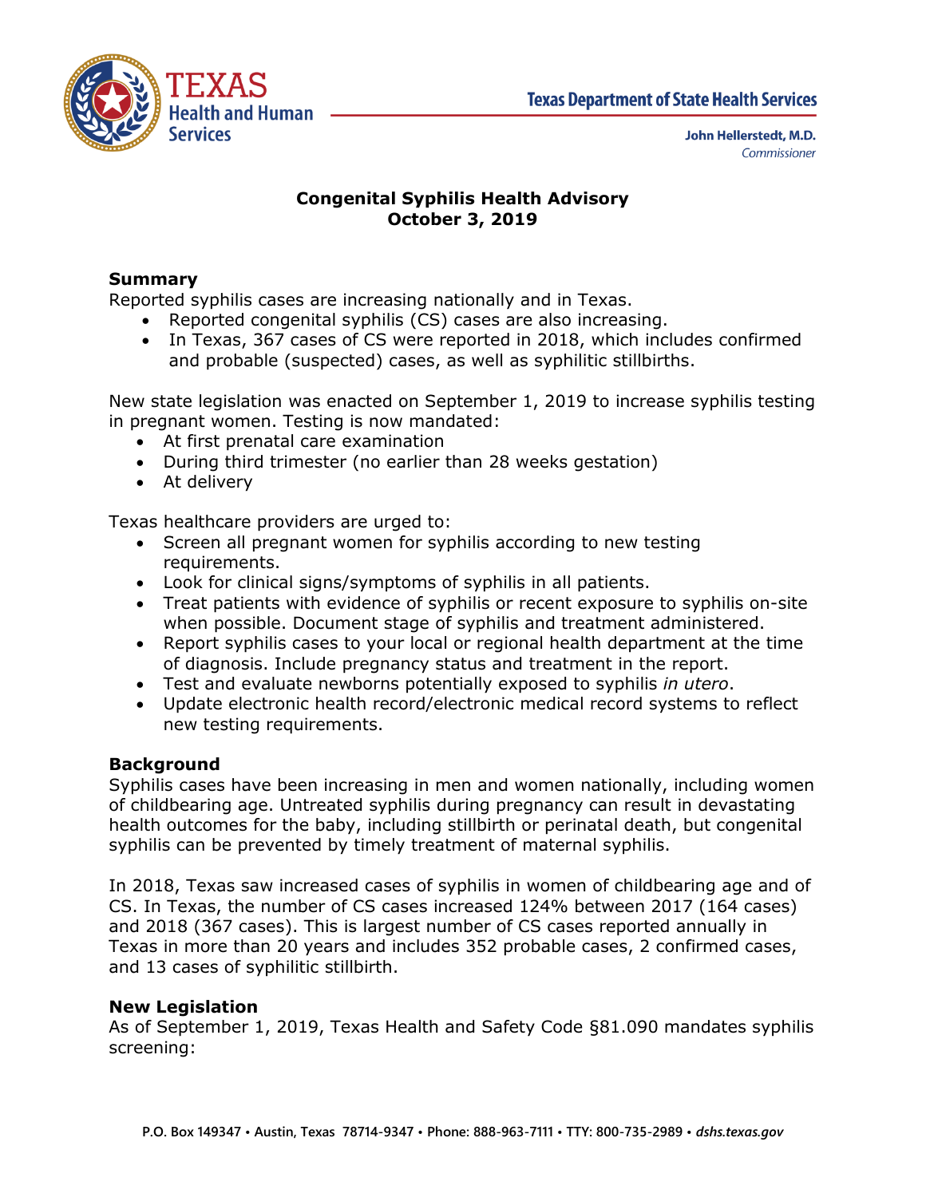Texas Department of State Health Services

John Hellerstedt, M.D.
*Commissioner*

# Congenital Syphilis Health Advisory
# October 3, 2019

## Summary

Reported syphilis cases are increasing nationally and in Texas.

- Reported congenital syphilis (CS) cases are also increasing.
- In Texas, 367 cases of CS were reported in 2018, which includes confirmed and probable (suspected) cases, as well as syphilitic stillbirths.

New state legislation was enacted on September 1, 2019 to increase syphilis testing in pregnant women. Testing is now mandated:

- At first prenatal care examination
- During third trimester (no earlier than 28 weeks gestation)
- At delivery

Texas healthcare providers are urged to:

- Screen all pregnant women for syphilis according to new testing requirements.
- Look for clinical signs/symptoms of syphilis in all patients.
- Treat patients with evidence of syphilis or recent exposure to syphilis on-site when possible. Document stage of syphilis and treatment administered.
- Report syphilis cases to your local or regional health department at the time of diagnosis. Include pregnancy status and treatment in the report.
- Test and evaluate newborns potentially exposed to syphilis *in utero*.
- Update electronic health record/electronic medical record systems to reflect new testing requirements.

## Background

Syphilis cases have been increasing in men and women nationally, including women of childbearing age. Untreated syphilis during pregnancy can result in devastating health outcomes for the baby, including stillbirth or perinatal death, but congenital syphilis can be prevented by timely treatment of maternal syphilis.

In 2018, Texas saw increased cases of syphilis in women of childbearing age and of CS. In Texas, the number of CS cases increased 124% between 2017 (164 cases) and 2018 (367 cases). This is largest number of CS cases reported annually in Texas in more than 20 years and includes 352 probable cases, 2 confirmed cases, and 13 cases of syphilitic stillbirth.

## New Legislation

As of September 1, 2019, Texas Health and Safety Code §81.090 mandates syphilis screening: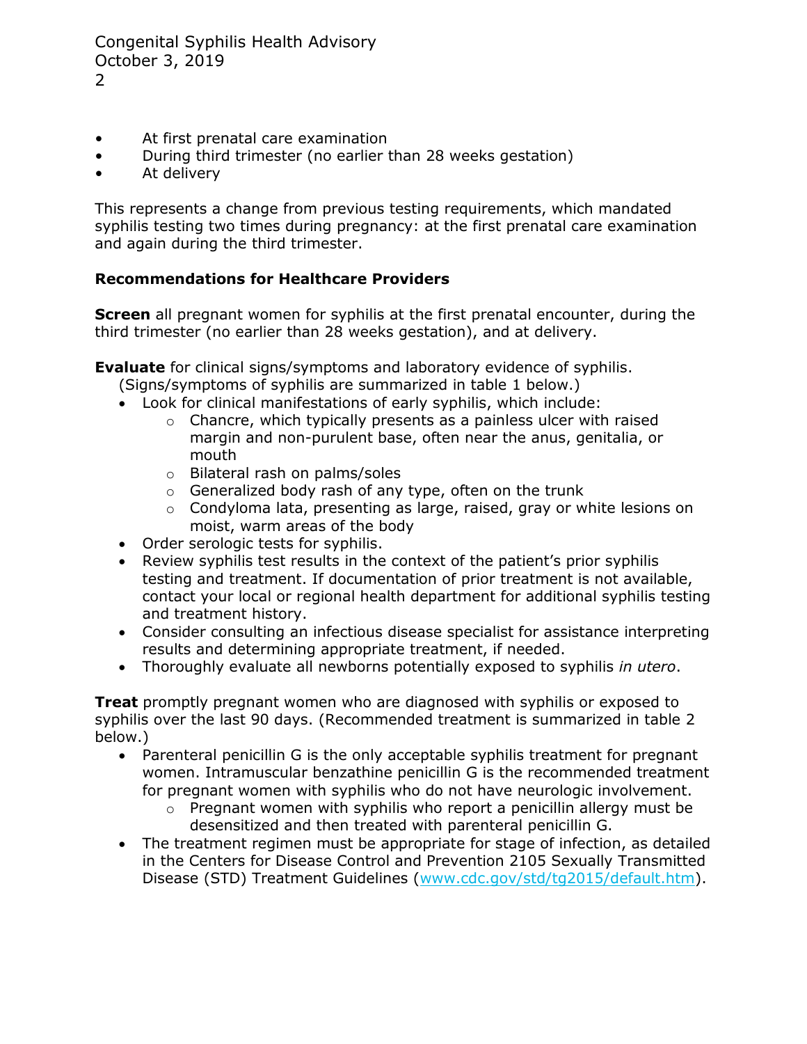- At first prenatal care examination
- During third trimester (no earlier than 28 weeks gestation)
- At delivery

This represents a change from previous testing requirements, which mandated syphilis testing two times during pregnancy: at the first prenatal care examination and again during the third trimester.

**Recommendations for Healthcare Providers**

**Screen** all pregnant women for syphilis at the first prenatal encounter, during the third trimester (no earlier than 28 weeks gestation), and at delivery.

**Evaluate** for clinical signs/symptoms and laboratory evidence of syphilis. (Signs/symptoms of syphilis are summarized in table 1 below.)

- Look for clinical manifestations of early syphilis, which include:
  - Chancre, which typically presents as a painless ulcer with raised margin and non-purulent base, often near the anus, genitalia, or mouth
  - Bilateral rash on palms/soles
  - Generalized body rash of any type, often on the trunk
  - Condyloma lata, presenting as large, raised, gray or white lesions on moist, warm areas of the body
- Order serologic tests for syphilis.
- Review syphilis test results in the context of the patient's prior syphilis testing and treatment. If documentation of prior treatment is not available, contact your local or regional health department for additional syphilis testing and treatment history.
- Consider consulting an infectious disease specialist for assistance interpreting results and determining appropriate treatment, if needed.
- Thoroughly evaluate all newborns potentially exposed to syphilis *in utero*.

**Treat** promptly pregnant women who are diagnosed with syphilis or exposed to syphilis over the last 90 days. (Recommended treatment is summarized in table 2 below.)

- Parenteral penicillin G is the only acceptable syphilis treatment for pregnant women. Intramuscular benzathine penicillin G is the recommended treatment for pregnant women with syphilis who do not have neurologic involvement.
  - Pregnant women with syphilis who report a penicillin allergy must be desensitized and then treated with parenteral penicillin G.
- The treatment regimen must be appropriate for stage of infection, as detailed in the Centers for Disease Control and Prevention 2105 Sexually Transmitted Disease (STD) Treatment Guidelines (www.cdc.gov/std/tg2015/default.htm).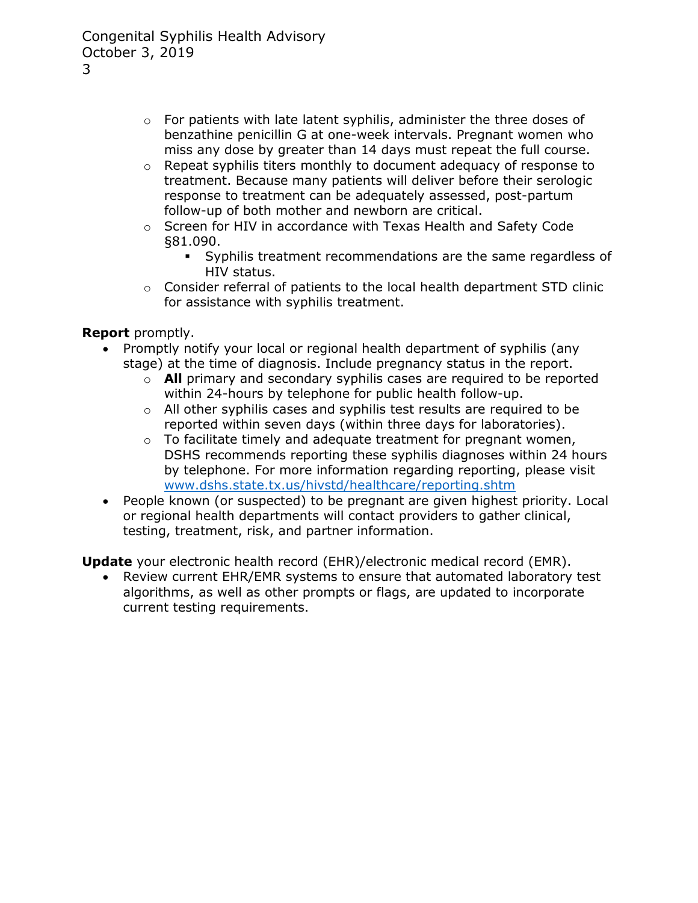- For patients with late latent syphilis, administer the three doses of benzathine penicillin G at one-week intervals. Pregnant women who miss any dose by greater than 14 days must repeat the full course.
  - Repeat syphilis titers monthly to document adequacy of response to treatment. Because many patients will deliver before their serologic response to treatment can be adequately assessed, post-partum follow-up of both mother and newborn are critical.
  - Screen for HIV in accordance with Texas Health and Safety Code §81.090.
    - Syphilis treatment recommendations are the same regardless of HIV status.
  - Consider referral of patients to the local health department STD clinic for assistance with syphilis treatment.

**Report** promptly.

- Promptly notify your local or regional health department of syphilis (any stage) at the time of diagnosis. Include pregnancy status in the report.
  - **All** primary and secondary syphilis cases are required to be reported within 24-hours by telephone for public health follow-up.
  - All other syphilis cases and syphilis test results are required to be reported within seven days (within three days for laboratories).
  - To facilitate timely and adequate treatment for pregnant women, DSHS recommends reporting these syphilis diagnoses within 24 hours by telephone. For more information regarding reporting, please visit [www.dshs.state.tx.us/hivstd/healthcare/reporting.shtm](www.dshs.state.tx.us/hivstd/healthcare/reporting.shtm)
- People known (or suspected) to be pregnant are given highest priority. Local or regional health departments will contact providers to gather clinical, testing, treatment, risk, and partner information.

**Update** your electronic health record (EHR)/electronic medical record (EMR).

- Review current EHR/EMR systems to ensure that automated laboratory test algorithms, as well as other prompts or flags, are updated to incorporate current testing requirements.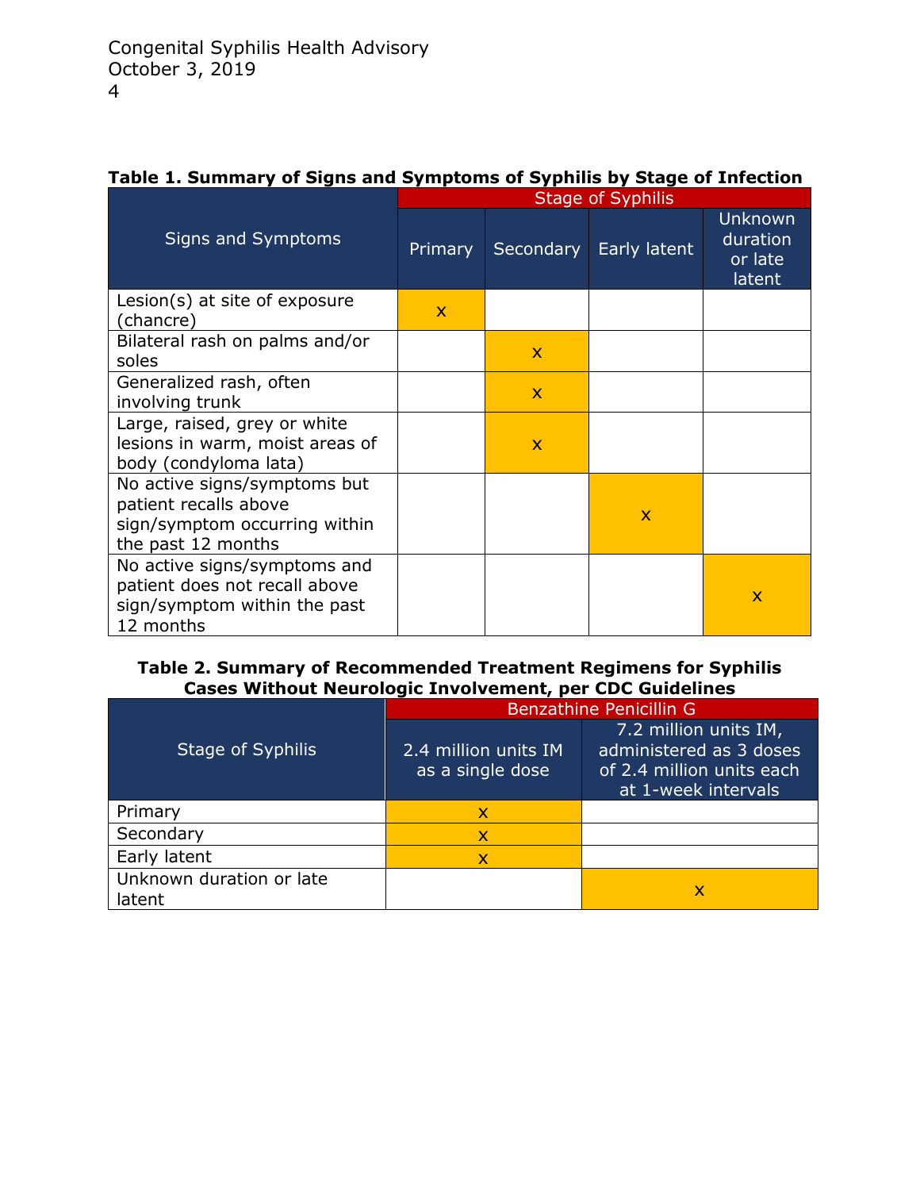**Table 1. Summary of Signs and Symptoms of Syphilis by Stage of Infection**

| Signs and Symptoms | Stage of Syphilis | | | |
|---|---|---|---|---|
| | Primary | Secondary | Early latent | Unknown duration or late latent |
| Lesion(s) at site of exposure (chancre) | x | | | |
| Bilateral rash on palms and/or soles | | x | | |
| Generalized rash, often involving trunk | | x | | |
| Large, raised, grey or white lesions in warm, moist areas of body (condyloma lata) | | x | | |
| No active signs/symptoms but patient recalls above sign/symptom occurring within the past 12 months | | | x | |
| No active signs/symptoms and patient does not recall above sign/symptom within the past 12 months | | | | x |

**Table 2. Summary of Recommended Treatment Regimens for Syphilis Cases Without Neurologic Involvement, per CDC Guidelines**

| Stage of Syphilis | Benzathine Penicillin G | |
|---|---|---|
| | 2.4 million units IM as a single dose | 7.2 million units IM, administered as 3 doses of 2.4 million units each at 1-week intervals |
| Primary | x | |
| Secondary | x | |
| Early latent | x | |
| Unknown duration or late latent | | x |